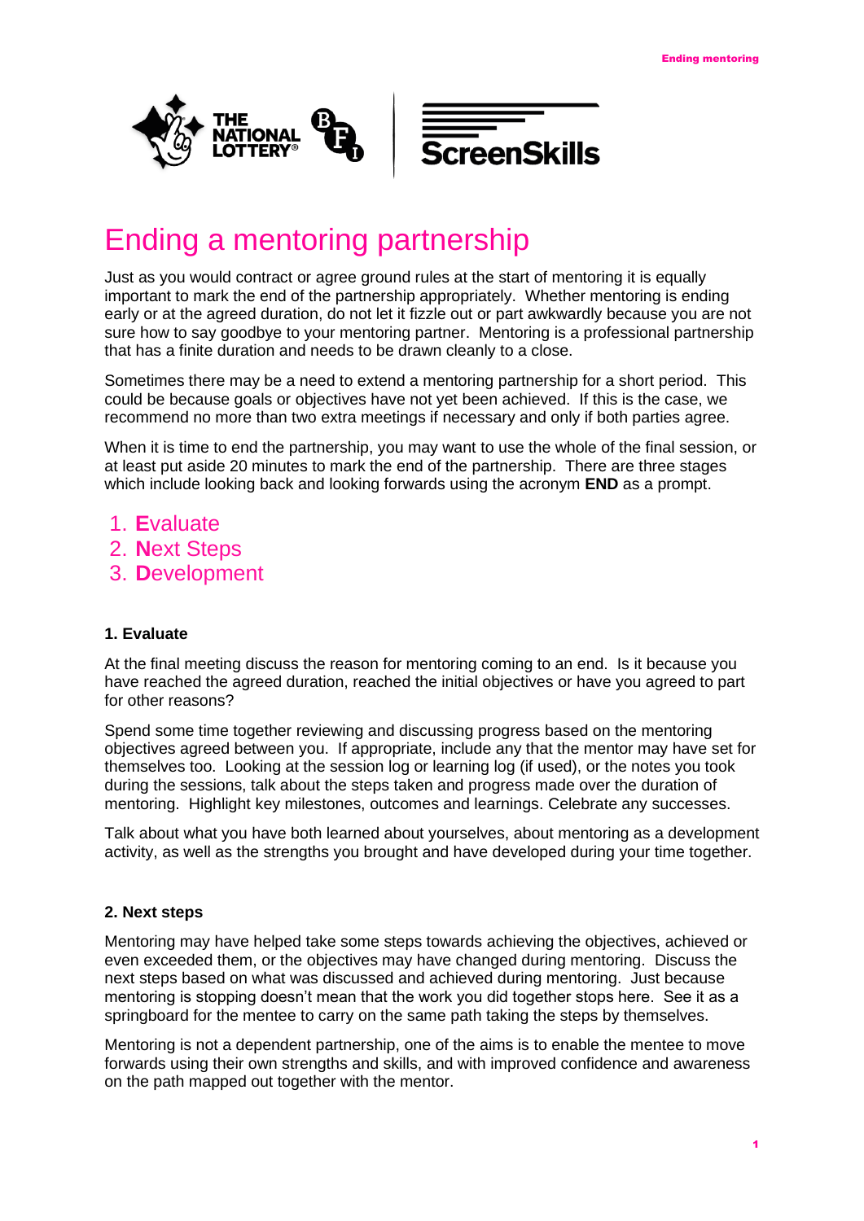# Ending a mentoring partnership

Just as you would contract or agree ground rules at the start of mentoring it is equally important to mark the end of the partnership appropriately. Whether mentoring is ending early or at the agreed duration, do not let it fizzle out or part awkwardly because you are not sure how to say goodbye to your mentoring partner. Mentoring is a professional partnership that has a finite duration and needs to be drawn cleanly to a close.

Sometimes there may be a need to extend a mentoring partnership for a short period. This could be because goals or objectives have not yet been achieved. If this is the case, we recommend no more than two extra meetings if necessary and only if both parties agree.

When it is time to end the partnership, you may want to use the whole of the final session, or at least put aside 20 minutes to mark the end of the partnership. There are three stages which include looking back and looking forwards using the acronym **END** as a prompt.

1. **E**valuate
2. **N**ext Steps
3. **D**evelopment

#### 1. Evaluate

At the final meeting discuss the reason for mentoring coming to an end. Is it because you have reached the agreed duration, reached the initial objectives or have you agreed to part for other reasons?

Spend some time together reviewing and discussing progress based on the mentoring objectives agreed between you. If appropriate, include any that the mentor may have set for themselves too. Looking at the session log or learning log (if used), or the notes you took during the sessions, talk about the steps taken and progress made over the duration of mentoring. Highlight key milestones, outcomes and learnings. Celebrate any successes.

Talk about what you have both learned about yourselves, about mentoring as a development activity, as well as the strengths you brought and have developed during your time together.

#### 2. Next steps

Mentoring may have helped take some steps towards achieving the objectives, achieved or even exceeded them, or the objectives may have changed during mentoring. Discuss the next steps based on what was discussed and achieved during mentoring. Just because mentoring is stopping doesn't mean that the work you did together stops here. See it as a springboard for the mentee to carry on the same path taking the steps by themselves.

Mentoring is not a dependent partnership, one of the aims is to enable the mentee to move forwards using their own strengths and skills, and with improved confidence and awareness on the path mapped out together with the mentor.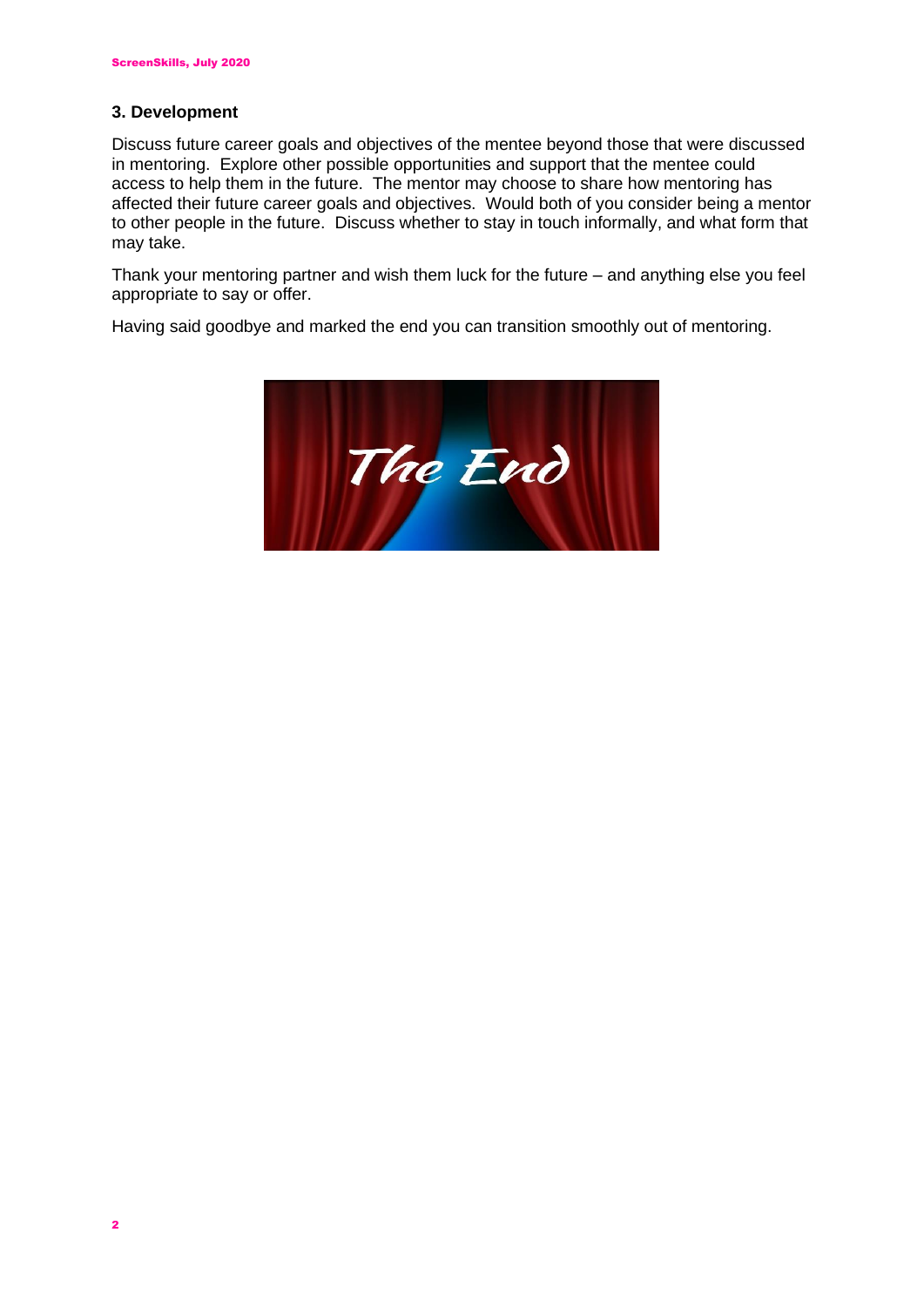### 3. Development

Discuss future career goals and objectives of the mentee beyond those that were discussed in mentoring. Explore other possible opportunities and support that the mentee could access to help them in the future. The mentor may choose to share how mentoring has affected their future career goals and objectives. Would both of you consider being a mentor to other people in the future. Discuss whether to stay in touch informally, and what form that may take.

Thank your mentoring partner and wish them luck for the future – and anything else you feel appropriate to say or offer.

Having said goodbye and marked the end you can transition smoothly out of mentoring.